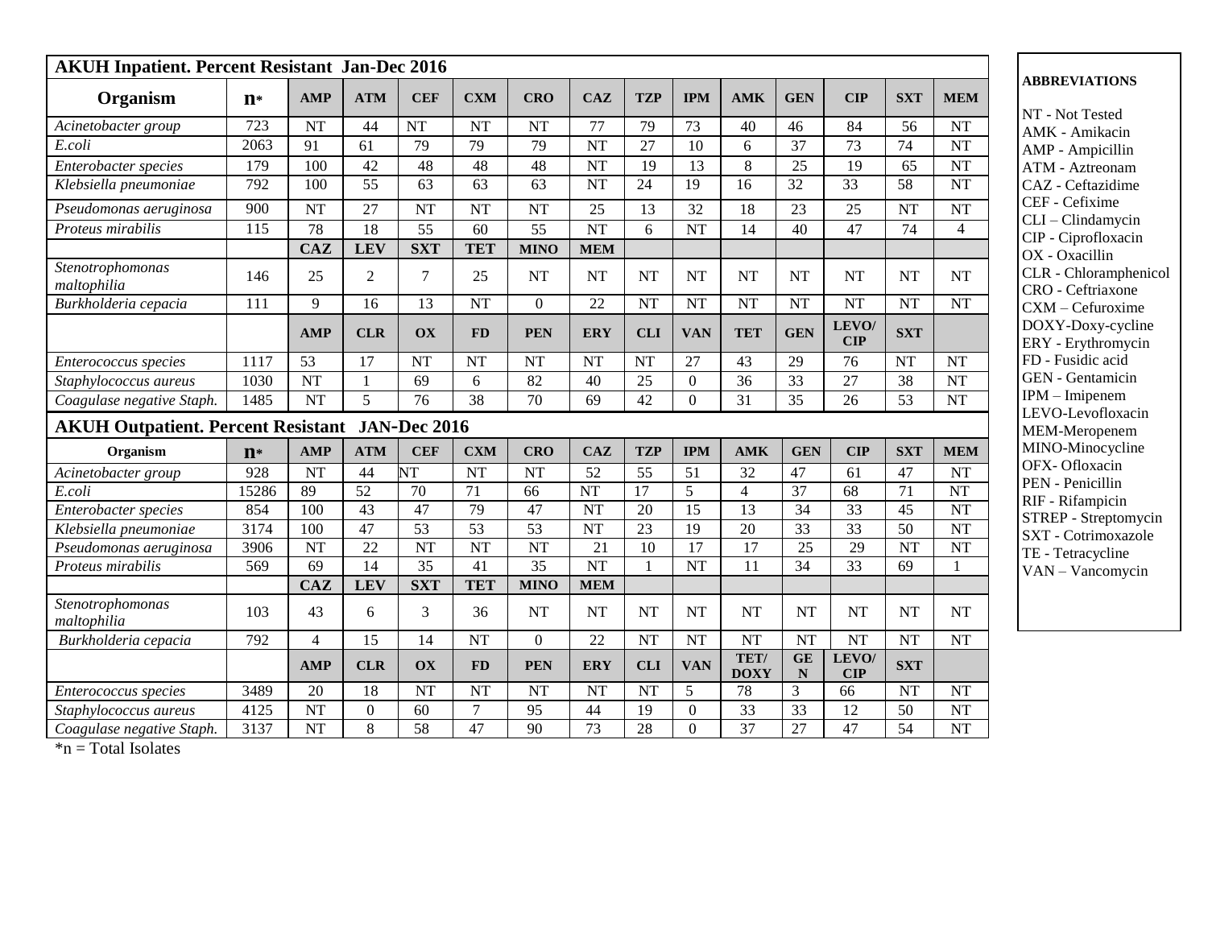## AKUH Inpatient. Percent Resistant Jan-Dec 2016

| Organism | n* | AMP | ATM | CEF | CXM | CRO | CAZ | TZP | IPM | AMK | GEN | CIP | SXT | MEM |
|---|---|---|---|---|---|---|---|---|---|---|---|---|---|---|
| *Acinetobacter group* | 723 | NT | 44 | NT | NT | NT | 77 | 79 | 73 | 40 | 46 | 84 | 56 | NT |
| *E.coli* | 2063 | 91 | 61 | 79 | 79 | 79 | NT | 27 | 10 | 6 | 37 | 73 | 74 | NT |
| *Enterobacter species* | 179 | 100 | 42 | 48 | 48 | 48 | NT | 19 | 13 | 8 | 25 | 19 | 65 | NT |
| *Klebsiella pneumoniae* | 792 | 100 | 55 | 63 | 63 | 63 | NT | 24 | 19 | 16 | 32 | 33 | 58 | NT |
| *Pseudomonas aeruginosa* | 900 | NT | 27 | NT | NT | NT | 25 | 13 | 32 | 18 | 23 | 25 | NT | NT |
| *Proteus mirabilis* | 115 | 78 | 18 | 55 | 60 | 55 | NT | 6 | NT | 14 | 40 | 47 | 74 | 4 |
| | | **CAZ** | **LEV** | **SXT** | **TET** | **MINO** | **MEM** | | | | | | | |
| *Stenotrophomonas maltophilia* | 146 | 25 | 2 | 7 | 25 | NT | NT | NT | NT | NT | NT | NT | NT | NT |
| *Burkholderia cepacia* | 111 | 9 | 16 | 13 | NT | 0 | 22 | NT | NT | NT | NT | NT | NT | NT |
| | | **AMP** | **CLR** | **OX** | **FD** | **PEN** | **ERY** | **CLI** | **VAN** | **TET** | **GEN** | **LEVO/ CIP** | **SXT** | |
| *Enterococcus species* | 1117 | 53 | 17 | NT | NT | NT | NT | NT | 27 | 43 | 29 | 76 | NT | NT |
| *Staphylococcus aureus* | 1030 | NT | 1 | 69 | 6 | 82 | 40 | 25 | 0 | 36 | 33 | 27 | 38 | NT |
| *Coagulase negative Staph.* | 1485 | NT | 5 | 76 | 38 | 70 | 69 | 42 | 0 | 31 | 35 | 26 | 53 | NT |

## AKUH Outpatient. Percent Resistant JAN-Dec 2016

| Organism | n* | AMP | ATM | CEF | CXM | CRO | CAZ | TZP | IPM | AMK | GEN | CIP | SXT | MEM |
|---|---|---|---|---|---|---|---|---|---|---|---|---|---|---|
| *Acinetobacter group* | 928 | NT | 44 | NT | NT | NT | 52 | 55 | 51 | 32 | 47 | 61 | 47 | NT |
| *E.coli* | 15286 | 89 | 52 | 70 | 71 | 66 | NT | 17 | 5 | 4 | 37 | 68 | 71 | NT |
| *Enterobacter species* | 854 | 100 | 43 | 47 | 79 | 47 | NT | 20 | 15 | 13 | 34 | 33 | 45 | NT |
| *Klebsiella pneumoniae* | 3174 | 100 | 47 | 53 | 53 | 53 | NT | 23 | 19 | 20 | 33 | 33 | 50 | NT |
| *Pseudomonas aeruginosa* | 3906 | NT | 22 | NT | NT | NT | 21 | 10 | 17 | 17 | 25 | 29 | NT | NT |
| *Proteus mirabilis* | 569 | 69 | 14 | 35 | 41 | 35 | NT | 1 | NT | 11 | 34 | 33 | 69 | 1 |
| | | **CAZ** | **LEV** | **SXT** | **TET** | **MINO** | **MEM** | | | | | | | |
| *Stenotrophomonas maltophilia* | 103 | 43 | 6 | 3 | 36 | NT | NT | NT | NT | NT | NT | NT | NT | NT |
| *Burkholderia cepacia* | 792 | 4 | 15 | 14 | NT | 0 | 22 | NT | NT | NT | NT | NT | NT | NT |
| | | **AMP** | **CLR** | **OX** | **FD** | **PEN** | **ERY** | **CLI** | **VAN** | **TET/ DOXY** | **GEN** | **LEVO/ CIP** | **SXT** | |
| *Enterococcus species* | 3489 | 20 | 18 | NT | NT | NT | NT | NT | 5 | 78 | 3 | 66 | NT | NT |
| *Staphylococcus aureus* | 4125 | NT | 0 | 60 | 7 | 95 | 44 | 19 | 0 | 33 | 33 | 12 | 50 | NT |
| *Coagulase negative Staph.* | 3137 | NT | 8 | 58 | 47 | 90 | 73 | 28 | 0 | 37 | 27 | 47 | 54 | NT |

*n = Total Isolates

**ABBREVIATIONS**

NT - Not Tested
AMK - Amikacin
AMP - Ampicillin
ATM - Aztreonam
CAZ - Ceftazidime
CEF - Cefixime
CLI – Clindamycin
CIP - Ciprofloxacin
OX - Oxacillin
CLR - Chloramphenicol
CRO - Ceftriaxone
CXM – Cefuroxime
DOXY-Doxy-cycline
ERY - Erythromycin
FD - Fusidic acid
GEN - Gentamicin
IPM – Imipenem
LEVO-Levofloxacin
MEM-Meropenem
MINO-Minocycline
OFX- Ofloxacin
PEN - Penicillin
RIF - Rifampicin
STREP - Streptomycin
SXT - Cotrimoxazole
TE - Tetracycline
VAN – Vancomycin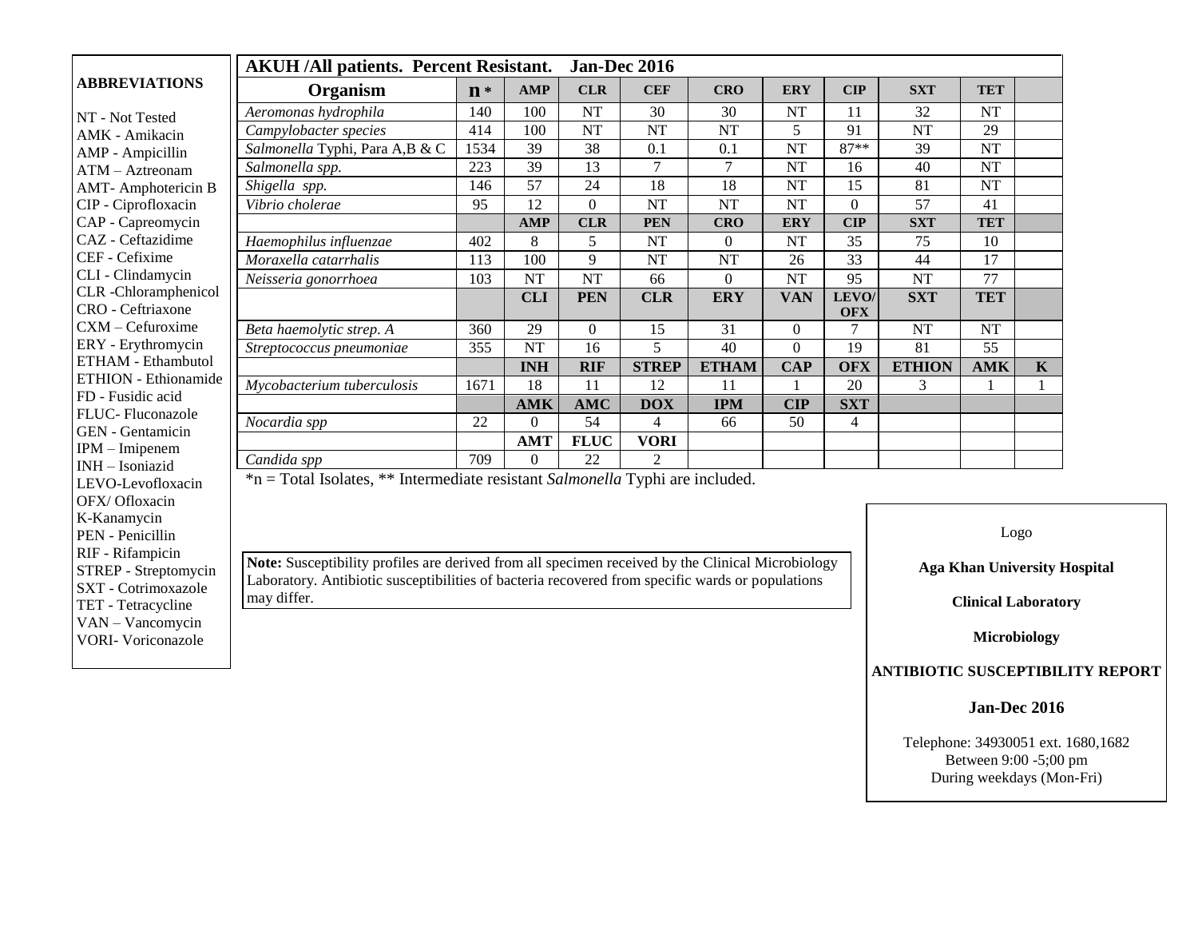**ABBREVIATIONS**

NT - Not Tested
AMK - Amikacin
AMP - Ampicillin
ATM – Aztreonam
AMT- Amphotericin B
CIP - Ciprofloxacin
CAP - Capreomycin
CAZ - Ceftazidime
CEF - Cefixime
CLI - Clindamycin
CLR -Chloramphenicol
CRO - Ceftriaxone
CXM – Cefuroxime
ERY - Erythromycin
ETHAM - Ethambutol
ETHION - Ethionamide
FD - Fusidic acid
FLUC- Fluconazole
GEN - Gentamicin
IPM – Imipenem
INH – Isoniazid
LEVO-Levofloxacin
OFX/ Ofloxacin
K-Kanamycin
PEN - Penicillin
RIF - Rifampicin
STREP - Streptomycin
SXT - Cotrimoxazole
TET - Tetracycline
VAN – Vancomycin
VORI- Voriconazole

**AKUH /All patients. Percent Resistant. Jan-Dec 2016**

| Organism | n * | AMP | CLR | CEF | CRO | ERY | CIP | SXT | TET | |
|---|---|---|---|---|---|---|---|---|---|---|
| *Aeromonas hydrophila* | 140 | 100 | NT | 30 | 30 | NT | 11 | 32 | NT | |
| *Campylobacter species* | 414 | 100 | NT | NT | NT | 5 | 91 | NT | 29 | |
| *Salmonella* Typhi, Para A,B & C | 1534 | 39 | 38 | 0.1 | 0.1 | NT | 87** | 39 | NT | |
| *Salmonella spp.* | 223 | 39 | 13 | 7 | 7 | NT | 16 | 40 | NT | |
| *Shigella spp.* | 146 | 57 | 24 | 18 | 18 | NT | 15 | 81 | NT | |
| *Vibrio cholerae* | 95 | 12 | 0 | NT | NT | NT | 0 | 57 | 41 | |
| | | **AMP** | **CLR** | **PEN** | **CRO** | **ERY** | **CIP** | **SXT** | **TET** | |
| *Haemophilus influenzae* | 402 | 8 | 5 | NT | 0 | NT | 35 | 75 | 10 | |
| *Moraxella catarrhalis* | 113 | 100 | 9 | NT | NT | 26 | 33 | 44 | 17 | |
| *Neisseria gonorrhoea* | 103 | NT | NT | 66 | 0 | NT | 95 | NT | 77 | |
| | | **CLI** | **PEN** | **CLR** | **ERY** | **VAN** | **LEVO/ OFX** | **SXT** | **TET** | |
| *Beta haemolytic strep. A* | 360 | 29 | 0 | 15 | 31 | 0 | 7 | NT | NT | |
| *Streptococcus pneumoniae* | 355 | NT | 16 | 5 | 40 | 0 | 19 | 81 | 55 | |
| | | **INH** | **RIF** | **STREP** | **ETHAM** | **CAP** | **OFX** | **ETHION** | **AMK** | **K** |
| *Mycobacterium tuberculosis* | 1671 | 18 | 11 | 12 | 11 | 1 | 20 | 3 | 1 | 1 |
| | | **AMK** | **AMC** | **DOX** | **IPM** | **CIP** | **SXT** | | | |
| *Nocardia spp* | 22 | 0 | 54 | 4 | 66 | 50 | 4 | | | |
| | | **AMT** | **FLUC** | **VORI** | | | | | | |
| *Candida spp* | 709 | 0 | 22 | 2 | | | | | | |

*n = Total Isolates, ** Intermediate resistant *Salmonella* Typhi are included.

**Note:** Susceptibility profiles are derived from all specimen received by the Clinical Microbiology Laboratory. Antibiotic susceptibilities of bacteria recovered from specific wards or populations may differ.

Logo

**Aga Khan University Hospital**

**Clinical Laboratory**

**Microbiology**

**ANTIBIOTIC SUSCEPTIBILITY REPORT**

**Jan-Dec 2016**

Telephone: 34930051 ext. 1680,1682
Between 9:00 -5;00 pm
During weekdays (Mon-Fri)